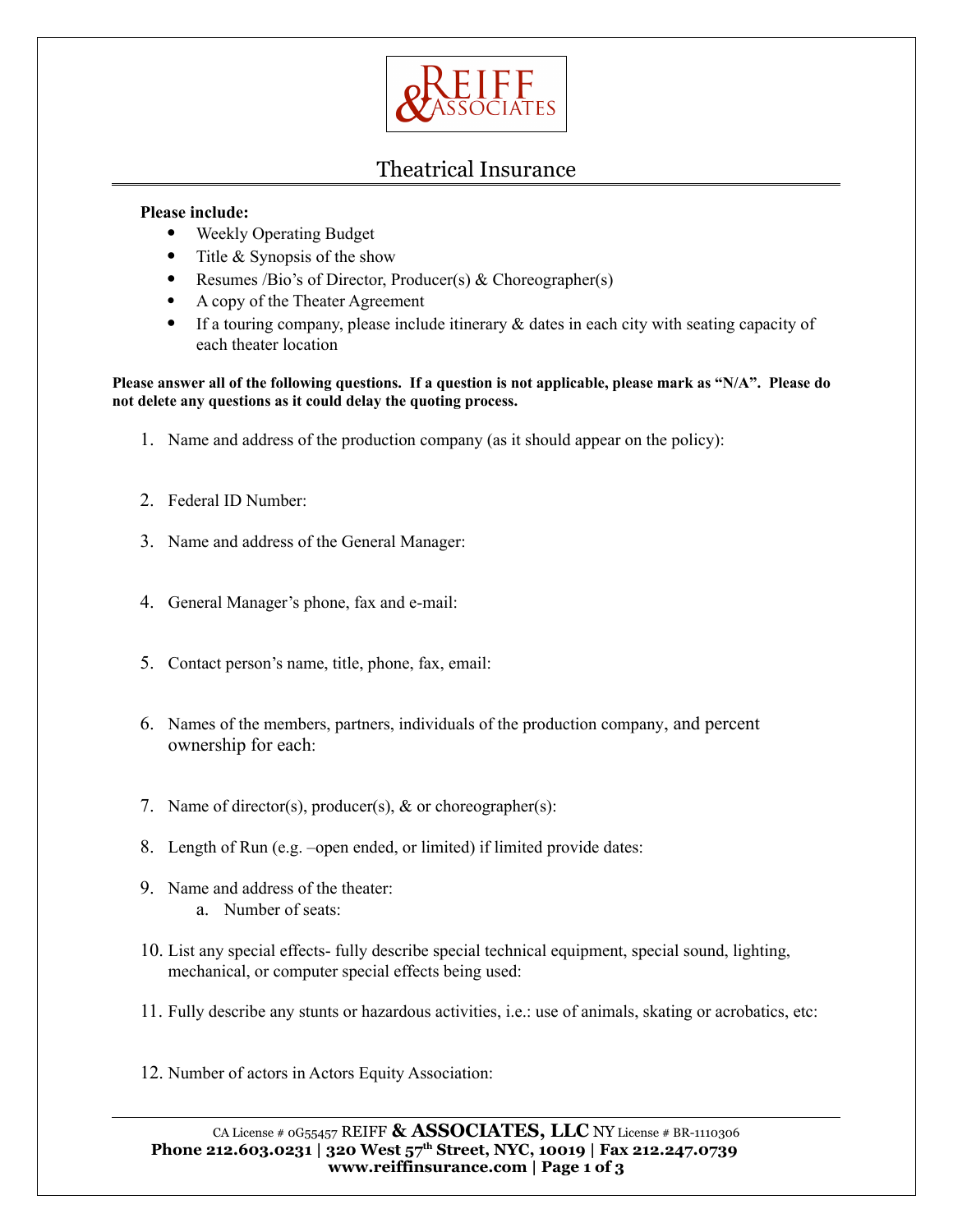# Reiff & Associates

## Theatrical Insurance

**Please include:**

- Weekly Operating Budget
- Title & Synopsis of the show
- Resumes /Bio's of Director, Producer(s) & Choreographer(s)
- A copy of the Theater Agreement
- If a touring company, please include itinerary & dates in each city with seating capacity of each theater location

**Please answer all of the following questions. If a question is not applicable, please mark as "N/A". Please do not delete any questions as it could delay the quoting process.**

1. Name and address of the production company (as it should appear on the policy):
2. Federal ID Number:
3. Name and address of the General Manager:
4. General Manager's phone, fax and e-mail:
5. Contact person's name, title, phone, fax, email:
6. Names of the members, partners, individuals of the production company, and percent ownership for each:
7. Name of director(s), producer(s), & or choreographer(s):
8. Length of Run (e.g. –open ended, or limited) if limited provide dates:
9. Name and address of the theater:
   a. Number of seats:
10. List any special effects- fully describe special technical equipment, special sound, lighting, mechanical, or computer special effects being used:
11. Fully describe any stunts or hazardous activities, i.e.: use of animals, skating or acrobatics, etc:
12. Number of actors in Actors Equity Association:

CA License # 0G55457 REIFF **& ASSOCIATES, LLC** NY License # BR-1110306
**Phone 212.603.0231 | 320 West 57th Street, NYC, 10019 | Fax 212.247.0739**
**www.reiffinsurance.com**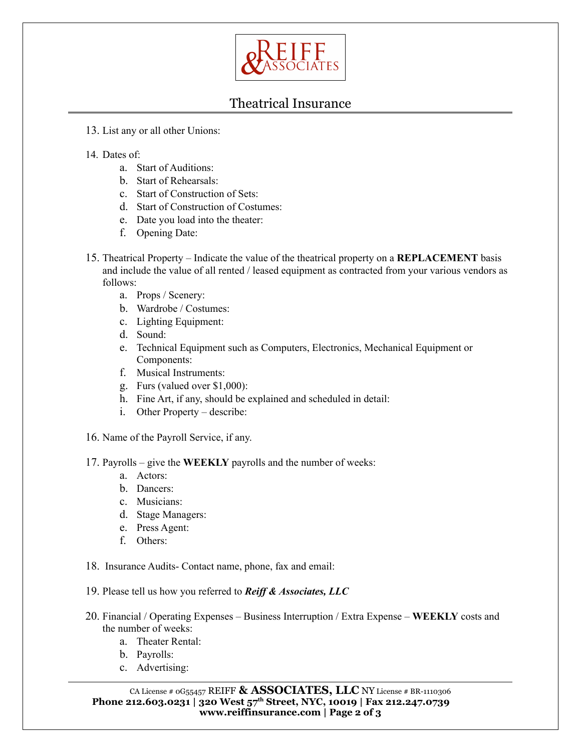# Theatrical Insurance

13. List any or all other Unions:

14. Dates of:
    a. Start of Auditions:
    b. Start of Rehearsals:
    c. Start of Construction of Sets:
    d. Start of Construction of Costumes:
    e. Date you load into the theater:
    f. Opening Date:

15. Theatrical Property – Indicate the value of the theatrical property on a **REPLACEMENT** basis and include the value of all rented / leased equipment as contracted from your various vendors as follows:
    a. Props / Scenery:
    b. Wardrobe / Costumes:
    c. Lighting Equipment:
    d. Sound:
    e. Technical Equipment such as Computers, Electronics, Mechanical Equipment or Components:
    f. Musical Instruments:
    g. Furs (valued over $1,000):
    h. Fine Art, if any, should be explained and scheduled in detail:
    i. Other Property – describe:

16. Name of the Payroll Service, if any.

17. Payrolls – give the **WEEKLY** payrolls and the number of weeks:
    a. Actors:
    b. Dancers:
    c. Musicians:
    d. Stage Managers:
    e. Press Agent:
    f. Others:

18. Insurance Audits- Contact name, phone, fax and email:

19. Please tell us how you referred to ***Reiff & Associates, LLC***

20. Financial / Operating Expenses – Business Interruption / Extra Expense – **WEEKLY** costs and the number of weeks:
    a. Theater Rental:
    b. Payrolls:
    c. Advertising: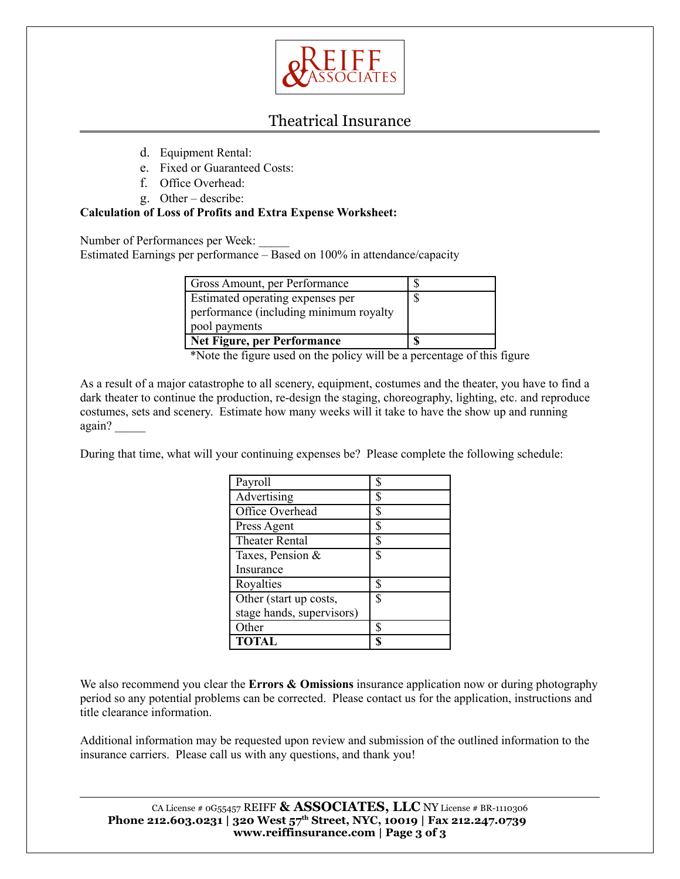# Theatrical Insurance

d. Equipment Rental:
e. Fixed or Guaranteed Costs:
f. Office Overhead:
g. Other – describe:

**Calculation of Loss of Profits and Extra Expense Worksheet:**

Number of Performances per Week: _____
Estimated Earnings per performance – Based on 100% in attendance/capacity

| | |
|---|---|
| Gross Amount, per Performance | $ |
| Estimated operating expenses per performance (including minimum royalty pool payments | $ |
| **Net Figure, per Performance** | **$** |

*Note the figure used on the policy will be a percentage of this figure

As a result of a major catastrophe to all scenery, equipment, costumes and the theater, you have to find a dark theater to continue the production, re-design the staging, choreography, lighting, etc. and reproduce costumes, sets and scenery. Estimate how many weeks will it take to have the show up and running again? _____

During that time, what will your continuing expenses be? Please complete the following schedule:

| | |
|---|---|
| Payroll | $ |
| Advertising | $ |
| Office Overhead | $ |
| Press Agent | $ |
| Theater Rental | $ |
| Taxes, Pension & Insurance | $ |
| Royalties | $ |
| Other (start up costs, stage hands, supervisors) | $ |
| Other | $ |
| **TOTAL** | **$** |

We also recommend you clear the **Errors & Omissions** insurance application now or during photography period so any potential problems can be corrected. Please contact us for the application, instructions and title clearance information.

Additional information may be requested upon review and submission of the outlined information to the insurance carriers. Please call us with any questions, and thank you!